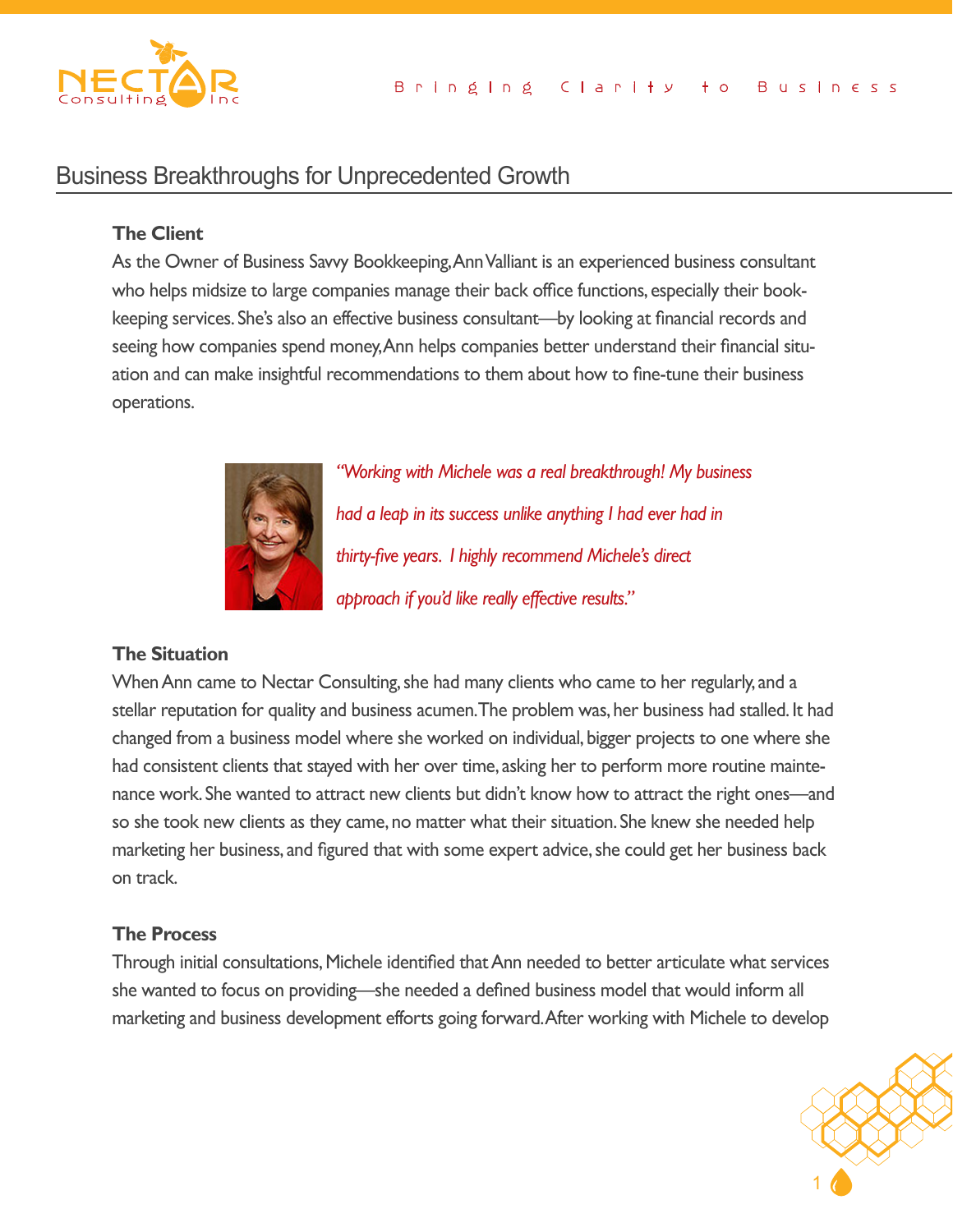Nectar Consulting Inc — Bringing Clarity to Business

# Business Breakthroughs for Unprecedented Growth

### The Client

As the Owner of Business Savvy Bookkeeping, Ann Valliant is an experienced business consultant who helps midsize to large companies manage their back office functions, especially their bookkeeping services. She's also an effective business consultant—by looking at financial records and seeing how companies spend money, Ann helps companies better understand their financial situation and can make insightful recommendations to them about how to fine-tune their business operations.

*"Working with Michele was a real breakthrough! My business had a leap in its success unlike anything I had ever had in thirty-five years. I highly recommend Michele's direct approach if you'd like really effective results."*

### The Situation

When Ann came to Nectar Consulting, she had many clients who came to her regularly, and a stellar reputation for quality and business acumen. The problem was, her business had stalled. It had changed from a business model where she worked on individual, bigger projects to one where she had consistent clients that stayed with her over time, asking her to perform more routine maintenance work. She wanted to attract new clients but didn't know how to attract the right ones—and so she took new clients as they came, no matter what their situation. She knew she needed help marketing her business, and figured that with some expert advice, she could get her business back on track.

### The Process

Through initial consultations, Michele identified that Ann needed to better articulate what services she wanted to focus on providing—she needed a defined business model that would inform all marketing and business development efforts going forward. After working with Michele to develop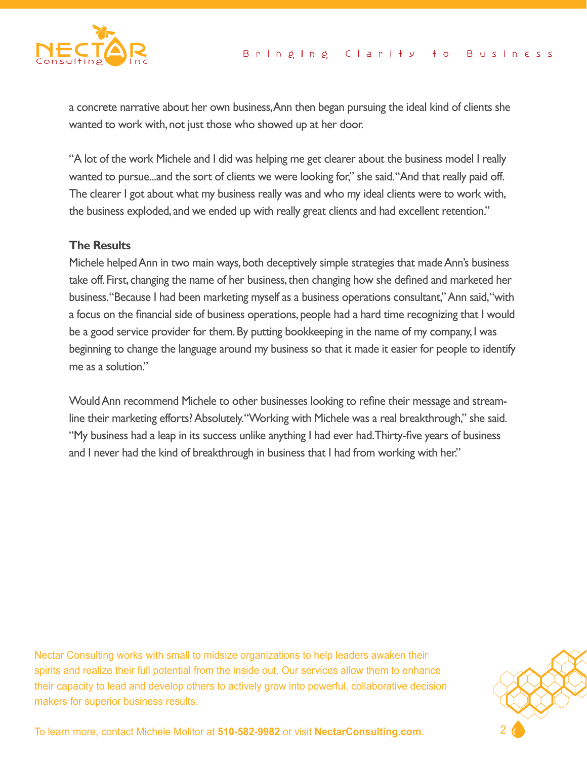a concrete narrative about her own business, Ann then began pursuing the ideal kind of clients she wanted to work with, not just those who showed up at her door.

"A lot of the work Michele and I did was helping me get clearer about the business model I really wanted to pursue...and the sort of clients we were looking for," she said. "And that really paid off. The clearer I got about what my business really was and who my ideal clients were to work with, the business exploded, and we ended up with really great clients and had excellent retention."

**The Results**

Michele helped Ann in two main ways, both deceptively simple strategies that made Ann's business take off. First, changing the name of her business, then changing how she defined and marketed her business. "Because I had been marketing myself as a business operations consultant," Ann said, "with a focus on the financial side of business operations, people had a hard time recognizing that I would be a good service provider for them. By putting bookkeeping in the name of my company, I was beginning to change the language around my business so that it made it easier for people to identify me as a solution."

Would Ann recommend Michele to other businesses looking to refine their message and streamline their marketing efforts? Absolutely. "Working with Michele was a real breakthrough," she said. "My business had a leap in its success unlike anything I had ever had. Thirty-five years of business and I never had the kind of breakthrough in business that I had from working with her."

Nectar Consulting works with small to midsize organizations to help leaders awaken their spirits and realize their full potential from the inside out. Our services allow them to enhance their capacity to lead and develop others to actively grow into powerful, collaborative decision makers for superior business results.

To learn more, contact Michele Molitor at **510-582-9982** or visit **NectarConsulting.com**.